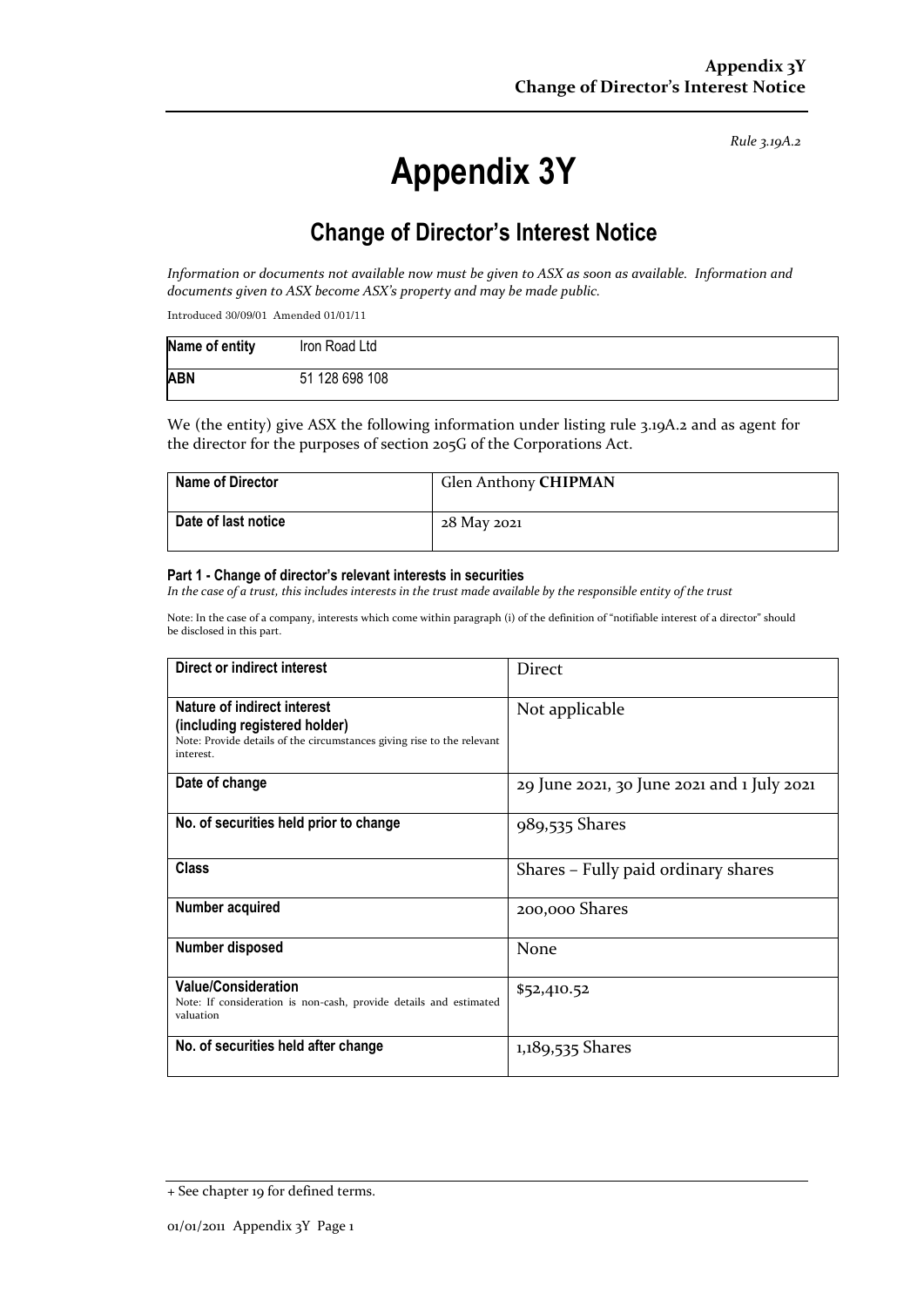*Rule 3.19A.2*

# Appendix 3Y

## Change of Director's Interest Notice

*Information or documents not available now must be given to ASX as soon as available. Information and documents given to ASX become ASX's property and may be made public.*

Introduced 30/09/01 Amended 01/01/11

| Name of entity | Iron Road Ltd |
|---|---|
| ABN | 51 128 698 108 |

We (the entity) give ASX the following information under listing rule 3.19A.2 and as agent for the director for the purposes of section 205G of the Corporations Act.

| Name of Director | Glen Anthony **CHIPMAN** |
|---|---|
| Date of last notice | 28 May 2021 |

#### Part 1 - Change of director's relevant interests in securities

*In the case of a trust, this includes interests in the trust made available by the responsible entity of the trust*

Note: In the case of a company, interests which come within paragraph (i) of the definition of "notifiable interest of a director" should be disclosed in this part.

| Direct or indirect interest | Direct |
|---|---|
| **Nature of indirect interest (including registered holder)** Note: Provide details of the circumstances giving rise to the relevant interest. | Not applicable |
| **Date of change** | 29 June 2021, 30 June 2021 and 1 July 2021 |
| **No. of securities held prior to change** | 989,535 Shares |
| **Class** | Shares – Fully paid ordinary shares |
| **Number acquired** | 200,000 Shares |
| **Number disposed** | None |
| **Value/Consideration** Note: If consideration is non-cash, provide details and estimated valuation | $52,410.52 |
| **No. of securities held after change** | 1,189,535 Shares |

+ See chapter 19 for defined terms.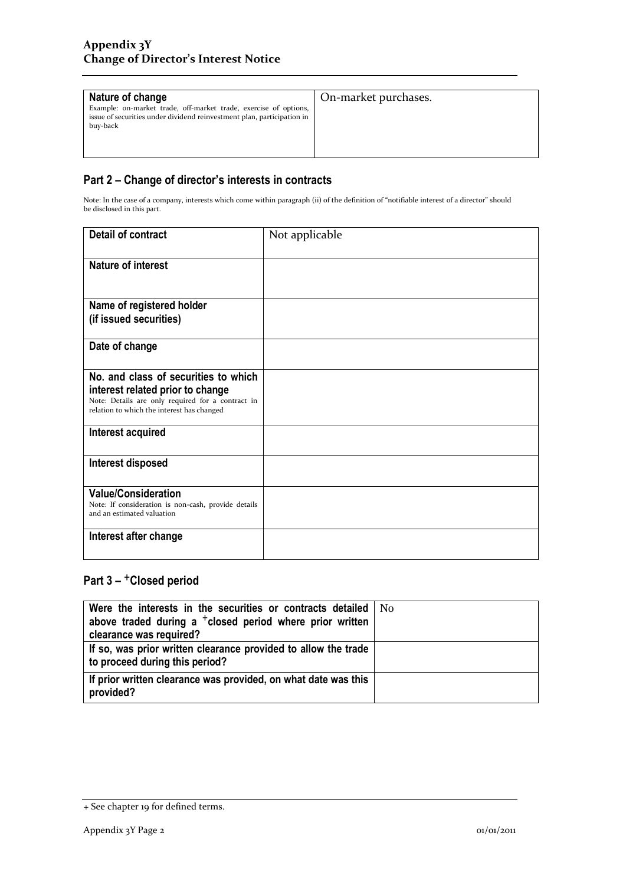| | |
|---|---|
| **Nature of change**<br>Example: on-market trade, off-market trade, exercise of options, issue of securities under dividend reinvestment plan, participation in buy-back | On-market purchases. |

## Part 2 – Change of director's interests in contracts

Note: In the case of a company, interests which come within paragraph (ii) of the definition of "notifiable interest of a director" should be disclosed in this part.

| | |
|---|---|
| **Detail of contract** | Not applicable |
| **Nature of interest** | |
| **Name of registered holder (if issued securities)** | |
| **Date of change** | |
| **No. and class of securities to which interest related prior to change**<br>Note: Details are only required for a contract in relation to which the interest has changed | |
| **Interest acquired** | |
| **Interest disposed** | |
| **Value/Consideration**<br>Note: If consideration is non-cash, provide details and an estimated valuation | |
| **Interest after change** | |

## Part 3 – +Closed period

| | |
|---|---|
| **Were the interests in the securities or contracts detailed above traded during a +closed period where prior written clearance was required?** | No |
| **If so, was prior written clearance provided to allow the trade to proceed during this period?** | |
| **If prior written clearance was provided, on what date was this provided?** | |

+ See chapter 19 for defined terms.